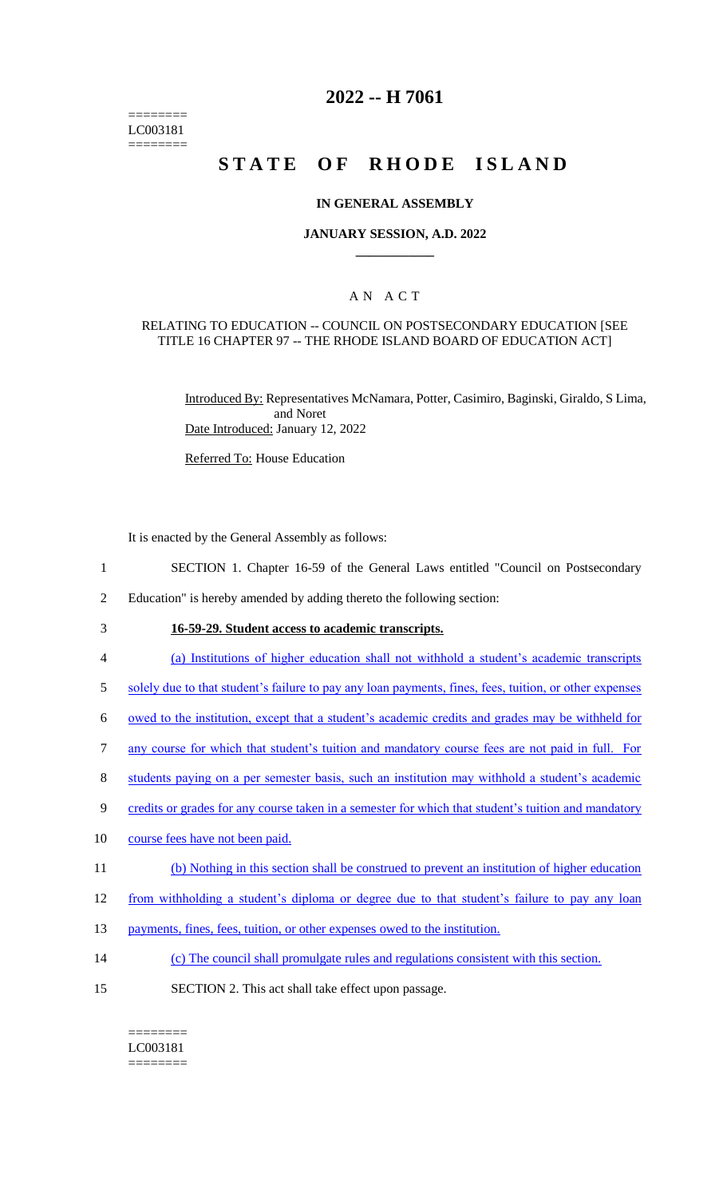========
LC003181
========

# 2022 -- H 7061

# STATE OF RHODE ISLAND

### IN GENERAL ASSEMBLY

### JANUARY SESSION, A.D. 2022

## A N A C T

RELATING TO EDUCATION -- COUNCIL ON POSTSECONDARY EDUCATION [SEE TITLE 16 CHAPTER 97 -- THE RHODE ISLAND BOARD OF EDUCATION ACT]

Introduced By: Representatives McNamara, Potter, Casimiro, Baginski, Giraldo, S Lima, and Noret

Date Introduced: January 12, 2022

Referred To: House Education

It is enacted by the General Assembly as follows:

1 SECTION 1. Chapter 16-59 of the General Laws entitled "Council on Postsecondary
2 Education" is hereby amended by adding thereto the following section:

3 **16-59-29. Student access to academic transcripts.**

4 (a) Institutions of higher education shall not withhold a student's academic transcripts
5 solely due to that student's failure to pay any loan payments, fines, fees, tuition, or other expenses
6 owed to the institution, except that a student's academic credits and grades may be withheld for
7 any course for which that student's tuition and mandatory course fees are not paid in full. For
8 students paying on a per semester basis, such an institution may withhold a student's academic
9 credits or grades for any course taken in a semester for which that student's tuition and mandatory
10 course fees have not been paid.

11 (b) Nothing in this section shall be construed to prevent an institution of higher education
12 from withholding a student's diploma or degree due to that student's failure to pay any loan
13 payments, fines, fees, tuition, or other expenses owed to the institution.

14 (c) The council shall promulgate rules and regulations consistent with this section.

15 SECTION 2. This act shall take effect upon passage.

========
LC003181
========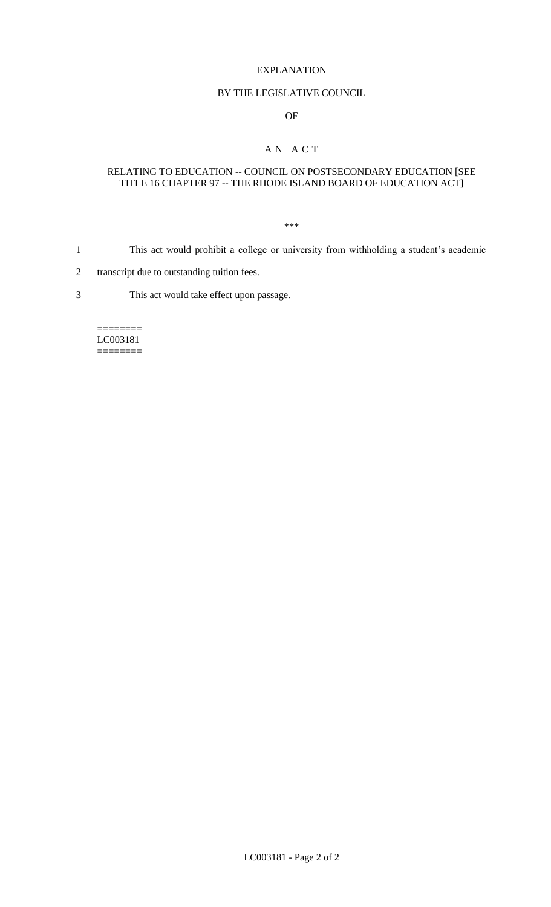EXPLANATION

BY THE LEGISLATIVE COUNCIL

OF

A N A C T

RELATING TO EDUCATION -- COUNCIL ON POSTSECONDARY EDUCATION [SEE TITLE 16 CHAPTER 97 -- THE RHODE ISLAND BOARD OF EDUCATION ACT]

\*\*\*

1 This act would prohibit a college or university from withholding a student's academic

2 transcript due to outstanding tuition fees.

3 This act would take effect upon passage.

========
LC003181
========